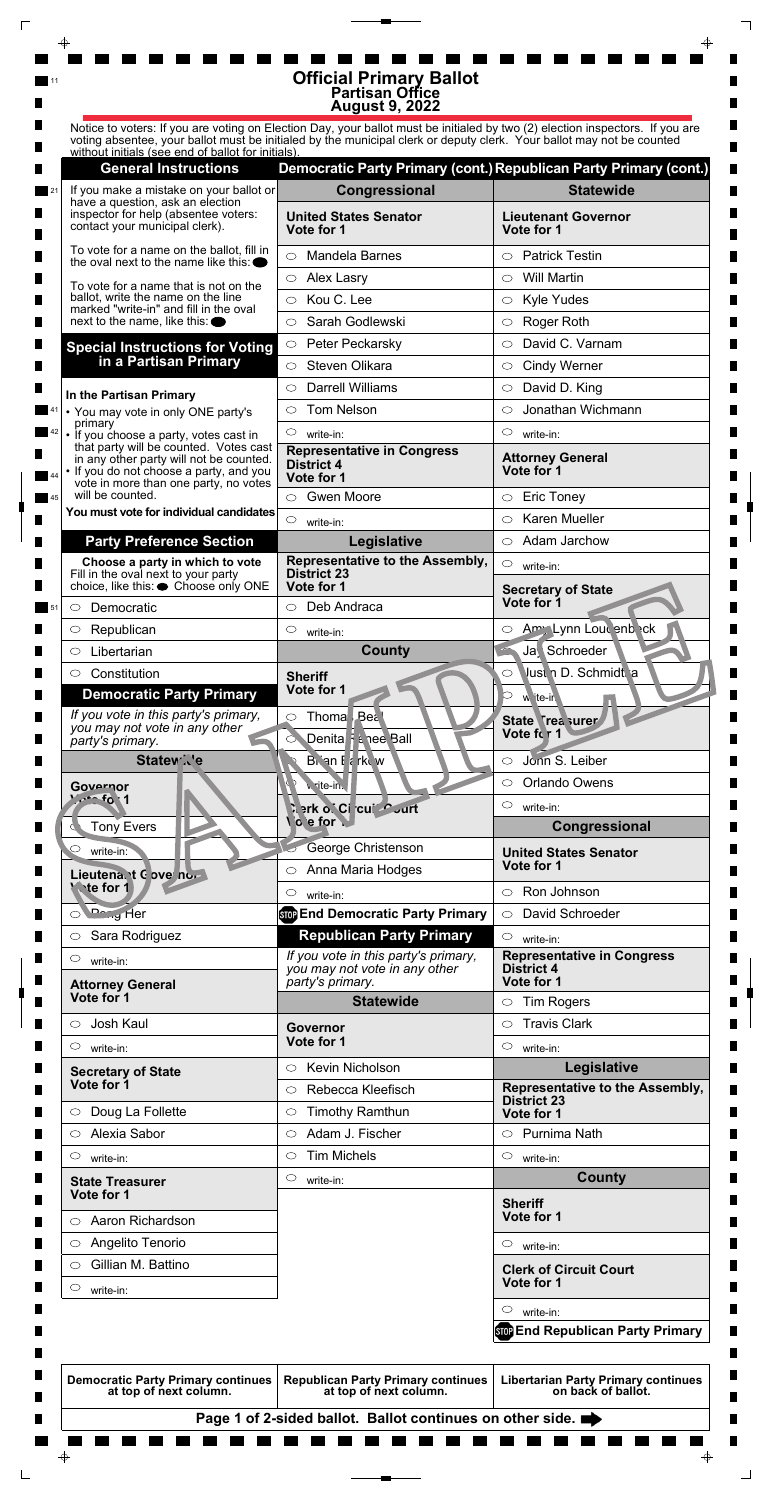# Official Primary Ballot
## Partisan Office
## August 9, 2022

Notice to voters: If you are voting on Election Day, your ballot must be initialed by two (2) election inspectors. If you are voting absentee, your ballot must be initialed by the municipal clerk or deputy clerk. Your ballot may not be counted without initials (see end of ballot for initials).

## General Instructions

If you make a mistake on your ballot or have a question, ask an election inspector for help (absentee voters: contact your municipal clerk).

To vote for a name on the ballot, fill in the oval next to the name like this: ●

To vote for a name that is not on the ballot, write the name on the line marked "write-in" and fill in the oval next to the name, like this: ●

## Special Instructions for Voting in a Partisan Primary

**In the Partisan Primary**

- You may vote in only ONE party's primary
- If you choose a party, votes cast in that party will be counted. Votes cast in any other party will not be counted.
- If you do not choose a party, and you vote in more than one party, no votes will be counted.

**You must vote for individual candidates**

## Party Preference Section

**Choose a party in which to vote**
Fill in the oval next to your party choice, like this: ● Choose only ONE

- ○ Democratic
- ○ Republican
- ○ Libertarian
- ○ Constitution

## Democratic Party Primary

*If you vote in this party's primary, you may not vote in any other party's primary.*

### Statewide

**Governor**
Vote for 1

- ○ Tony Evers
- ○ write-in:

**Lieutenant Governor**
Vote for 1

- ○ Peng Her
- ○ Sara Rodriguez
- ○ write-in:

**Attorney General**
Vote for 1

- ○ Josh Kaul
- ○ write-in:

**Secretary of State**
Vote for 1

- ○ Doug La Follette
- ○ Alexia Sabor
- ○ write-in:

**State Treasurer**
Vote for 1

- ○ Aaron Richardson
- ○ Angelito Tenorio
- ○ Gillian M. Battino
- ○ write-in:

**Democratic Party Primary continues at top of next column.**

## Democratic Party Primary (cont.)

### Congressional

**United States Senator**
Vote for 1

- ○ Mandela Barnes
- ○ Alex Lasry
- ○ Kou C. Lee
- ○ Sarah Godlewski
- ○ Peter Peckarsky
- ○ Steven Olikara
- ○ Darrell Williams
- ○ Tom Nelson
- ○ write-in:

**Representative in Congress District 4**
Vote for 1

- ○ Gwen Moore
- ○ write-in:

### Legislative

**Representative to the Assembly, District 23**
Vote for 1

- ○ Deb Andraca
- ○ write-in:

### County

**Sheriff**
Vote for 1

- ○ Thomas Beal
- ○ Denita Renee Ball
- ○ Brian Barkow
- ○ write-in:

**Clerk of Circuit Court**
Vote for 1

- ○ George Christenson
- ○ Anna Maria Hodges
- ○ write-in:

**STOP End Democratic Party Primary**

## Republican Party Primary

*If you vote in this party's primary, you may not vote in any other party's primary.*

### Statewide

**Governor**
Vote for 1

- ○ Kevin Nicholson
- ○ Rebecca Kleefisch
- ○ Timothy Ramthun
- ○ Adam J. Fischer
- ○ Tim Michels
- ○ write-in:

**Republican Party Primary continues at top of next column.**

## Republican Party Primary (cont.)

### Statewide

**Lieutenant Governor**
Vote for 1

- ○ Patrick Testin
- ○ Will Martin
- ○ Kyle Yudes
- ○ Roger Roth
- ○ David C. Varnam
- ○ Cindy Werner
- ○ David D. King
- ○ Jonathan Wichmann
- ○ write-in:

**Attorney General**
Vote for 1

- ○ Eric Toney
- ○ Karen Mueller
- ○ Adam Jarchow
- ○ write-in:

**Secretary of State**
Vote for 1

- ○ Amy Lynn Loudenbeck
- ○ Jay Schroeder
- ○ Justin D. Schmidtka
- ○ write-in:

**State Treasurer**
Vote for 1

- ○ John S. Leiber
- ○ Orlando Owens
- ○ write-in:

### Congressional

**United States Senator**
Vote for 1

- ○ Ron Johnson
- ○ David Schroeder
- ○ write-in:

**Representative in Congress District 4**
Vote for 1

- ○ Tim Rogers
- ○ Travis Clark
- ○ write-in:

### Legislative

**Representative to the Assembly, District 23**
Vote for 1

- ○ Purnima Nath
- ○ write-in:

### County

**Sheriff**
Vote for 1

- ○ write-in:

**Clerk of Circuit Court**
Vote for 1

- ○ write-in:

**STOP End Republican Party Primary**

**Libertarian Party Primary continues on back of ballot.**

**Page 1 of 2-sided ballot. Ballot continues on other side.**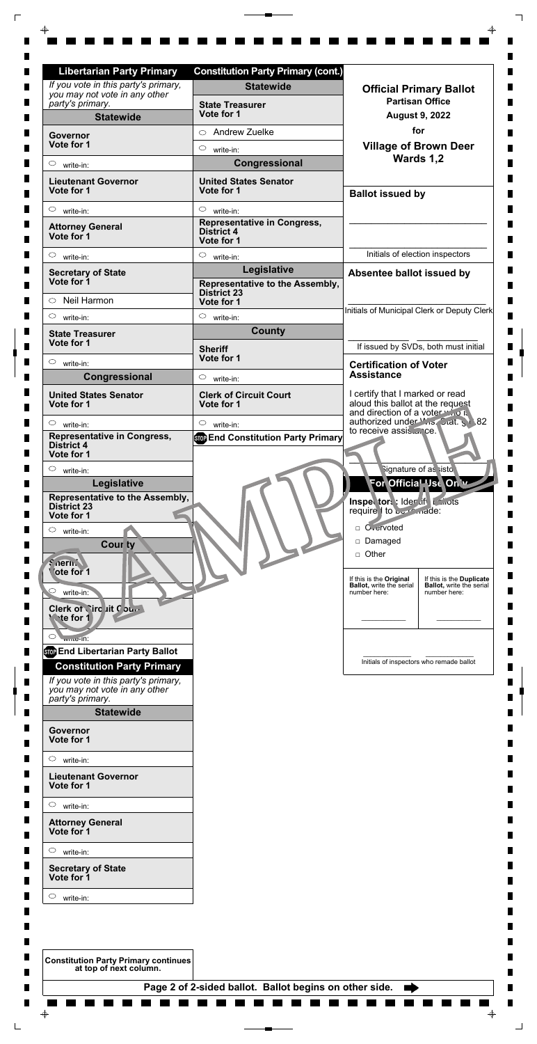## Libertarian Party Primary

*If you vote in this party's primary, you may not vote in any other party's primary.*

### Statewide

**Governor**
**Vote for 1**

○ write-in:

**Lieutenant Governor**
**Vote for 1**

○ write-in:

**Attorney General**
**Vote for 1**

○ write-in:

**Secretary of State**
**Vote for 1**

○ Neil Harmon

○ write-in:

**State Treasurer**
**Vote for 1**

○ write-in:

### Congressional

**United States Senator**
**Vote for 1**

○ write-in:

**Representative in Congress, District 4**
**Vote for 1**

○ write-in:

### Legislative

**Representative to the Assembly, District 23**
**Vote for 1**

○ write-in:

### County

**Sheriff**
**Vote for 1**

○ write-in:

**Clerk of Circuit Court**
**Vote for 1**

○ write-in:

**STOP End Libertarian Party Ballot**

## Constitution Party Primary

*If you vote in this party's primary, you may not vote in any other party's primary.*

### Statewide

**Governor**
**Vote for 1**

○ write-in:

**Lieutenant Governor**
**Vote for 1**

○ write-in:

**Attorney General**
**Vote for 1**

○ write-in:

**Secretary of State**
**Vote for 1**

○ write-in:

**Constitution Party Primary continues at top of next column.**

## Constitution Party Primary (cont.)

### Statewide

**State Treasurer**
**Vote for 1**

○ Andrew Zuelke

○ write-in:

### Congressional

**United States Senator**
**Vote for 1**

○ write-in:

**Representative in Congress, District 4**
**Vote for 1**

○ write-in:

### Legislative

**Representative to the Assembly, District 23**
**Vote for 1**

○ write-in:

### County

**Sheriff**
**Vote for 1**

○ write-in:

**Clerk of Circuit Court**
**Vote for 1**

○ write-in:

**STOP End Constitution Party Primary**

---

**Official Primary Ballot**
**Partisan Office**
**August 9, 2022**
**for**
**Village of Brown Deer**
**Wards 1,2**

**Ballot issued by**

\_\_\_\_\_\_\_\_\_\_\_\_\_\_\_\_\_\_\_\_\_\_\_\_\_\_\_\_

Initials of election inspectors

**Absentee ballot issued by**

\_\_\_\_\_\_\_\_\_\_\_\_\_\_\_\_\_\_\_\_\_\_\_\_\_\_\_\_

Initials of Municipal Clerk or Deputy Clerk

\_\_\_\_\_\_\_\_\_\_\_\_ \_\_\_\_\_\_\_\_\_\_\_\_

If issued by SVDs, both must initial

**Certification of Voter Assistance**

I certify that I marked or read aloud this ballot at the request and direction of a voter who is authorized under Wis. Stat. § 6.82 to receive assistance.

\_\_\_\_\_\_\_\_\_\_\_\_\_\_\_\_\_\_\_\_\_\_\_\_\_\_\_\_

Signature of assistor

**For Official Use Only**

**Inspectors:** Identify ballots required to be remade:

- □ Overvoted
- □ Damaged
- □ Other

| If this is the **Original Ballot**, write the serial number here: | If this is the **Duplicate Ballot**, write the serial number here: |
|---|---|
| \_\_\_\_\_\_\_\_\_\_ | \_\_\_\_\_\_\_\_\_\_ |

\_\_\_\_\_\_\_\_\_\_\_\_ \_\_\_\_\_\_\_\_\_\_\_\_

Initials of inspectors who remade ballot

**Page 2 of 2-sided ballot. Ballot begins on other side.**

SAMPLE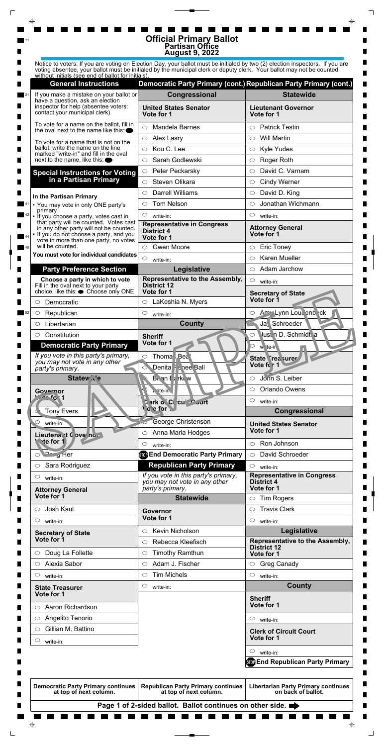# Official Primary Ballot
## Partisan Office
## August 9, 2022

Notice to voters: If you are voting on Election Day, your ballot must be initialed by two (2) election inspectors. If you are voting absentee, your ballot must be initialed by the municipal clerk or deputy clerk. Your ballot may not be counted without initials (see end of ballot for initials).

### General Instructions

If you make a mistake on your ballot or have a question, ask an election inspector for help (absentee voters: contact your municipal clerk).

To vote for a name on the ballot, fill in the oval next to the name like this: ●

To vote for a name that is not on the ballot, write the name on the line marked "write-in" and fill in the oval next to the name, like this: ●

### Special Instructions for Voting in a Partisan Primary

**In the Partisan Primary**

- You may vote in only ONE party's primary
- If you choose a party, votes cast in that party will be counted. Votes cast in any other party will not be counted.
- If you do not choose a party, and you vote in more than one party, no votes will be counted.

**You must vote for individual candidates**

### Party Preference Section

**Choose a party in which to vote**
Fill in the oval next to your party choice, like this: ● Choose only ONE

- ○ Democratic
- ○ Republican
- ○ Libertarian
- ○ Constitution

### Democratic Party Primary

*If you vote in this party's primary, you may not vote in any other party's primary.*

#### Statewide

**Governor**
**Vote for 1**

- ○ Tony Evers
- ○ write-in:

**Lieutenant Governor**
**Vote for 1**

- ○ Doug Her
- ○ Sara Rodriguez
- ○ write-in:

**Attorney General**
**Vote for 1**

- ○ Josh Kaul
- ○ write-in:

**Secretary of State**
**Vote for 1**

- ○ Doug La Follette
- ○ Alexia Sabor
- ○ write-in:

**State Treasurer**
**Vote for 1**

- ○ Aaron Richardson
- ○ Angelito Tenorio
- ○ Gillian M. Battino
- ○ write-in:

**Democratic Party Primary continues at top of next column.**

### Democratic Party Primary (cont.)

#### Congressional

**United States Senator**
**Vote for 1**

- ○ Mandela Barnes
- ○ Alex Lasry
- ○ Kou C. Lee
- ○ Sarah Godlewski
- ○ Peter Peckarsky
- ○ Steven Olikara
- ○ Darrell Williams
- ○ Tom Nelson
- ○ write-in:

**Representative in Congress District 4**
**Vote for 1**

- ○ Gwen Moore
- ○ write-in:

#### Legislative

**Representative to the Assembly, District 12**
**Vote for 1**

- ○ LaKeshia N. Myers
- ○ write-in:

#### County

**Sheriff**
**Vote for 1**

- ○ Thomas Bea
- ○ Denita R. nee Ball
- ○ Brian Barkow
- ○ write-in:

**Clerk of Circuit Court**
**Vote for 1**

- ○ George Christenson
- ○ Anna Maria Hodges
- ○ write-in:

**STOP End Democratic Party Primary**

### Republican Party Primary

*If you vote in this party's primary, you may not vote in any other party's primary.*

#### Statewide

**Governor**
**Vote for 1**

- ○ Kevin Nicholson
- ○ Rebecca Kleefisch
- ○ Timothy Ramthun
- ○ Adam J. Fischer
- ○ Tim Michels
- ○ write-in:

**Republican Party Primary continues at top of next column.**

### Republican Party Primary (cont.)

#### Statewide

**Lieutenant Governor**
**Vote for 1**

- ○ Patrick Testin
- ○ Will Martin
- ○ Kyle Yudes
- ○ Roger Roth
- ○ David C. Varnam
- ○ Cindy Werner
- ○ David D. King
- ○ Jonathan Wichmann
- ○ write-in:

**Attorney General**
**Vote for 1**

- ○ Eric Toney
- ○ Karen Mueller
- ○ Adam Jarchow
- ○ write-in:

**Secretary of State**
**Vote for 1**

- ○ Amy Lynn Loudenbeck
- ○ Jay Schroeder
- ○ Justin D. Schmidtka
- ○ write-in:

**State Treasurer**
**Vote for 1**

- ○ John S. Leiber
- ○ Orlando Owens
- ○ write-in:

#### Congressional

**United States Senator**
**Vote for 1**

- ○ Ron Johnson
- ○ David Schroeder
- ○ write-in:

**Representative in Congress District 4**
**Vote for 1**

- ○ Tim Rogers
- ○ Travis Clark
- ○ write-in:

#### Legislative

**Representative to the Assembly, District 12**
**Vote for 1**

- ○ Greg Canady
- ○ write-in:

#### County

**Sheriff**
**Vote for 1**

- ○ write-in:

**Clerk of Circuit Court**
**Vote for 1**

- ○ write-in:

**STOP End Republican Party Primary**

**Libertarian Party Primary continues on back of ballot.**

**Page 1 of 2-sided ballot. Ballot continues on other side.**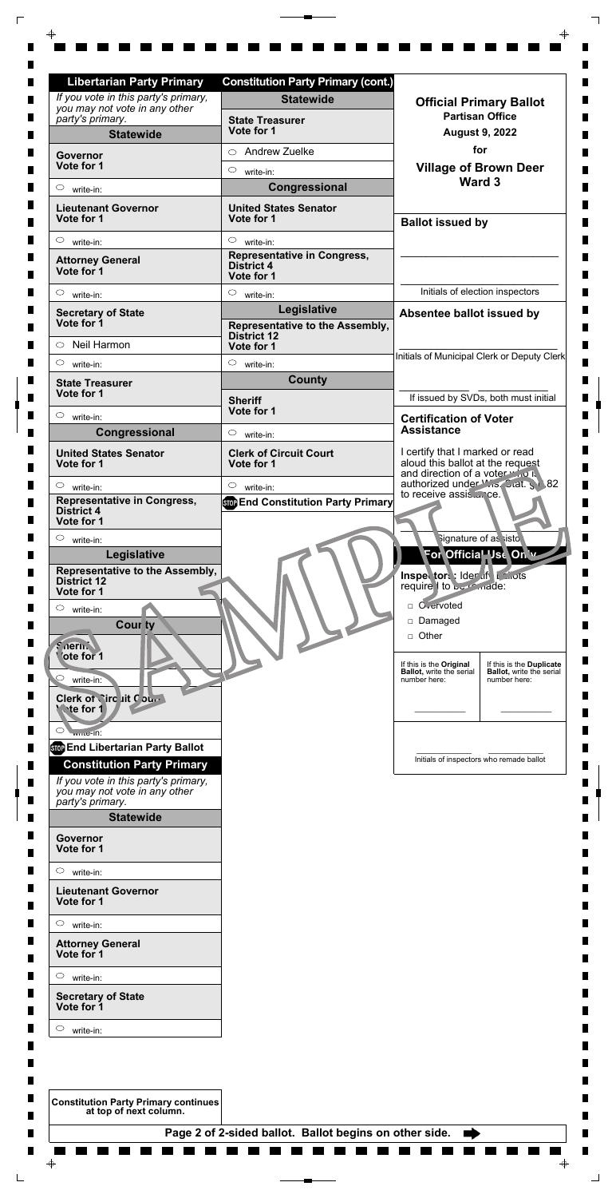## Libertarian Party Primary

*If you vote in this party's primary, you may not vote in any other party's primary.*

### Statewide

**Governor**
**Vote for 1**

○ write-in:

**Lieutenant Governor**
**Vote for 1**

○ write-in:

**Attorney General**
**Vote for 1**

○ write-in:

**Secretary of State**
**Vote for 1**

○ Neil Harmon

○ write-in:

**State Treasurer**
**Vote for 1**

○ write-in:

### Congressional

**United States Senator**
**Vote for 1**

○ write-in:

**Representative in Congress, District 4**
**Vote for 1**

○ write-in:

### Legislative

**Representative to the Assembly, District 12**
**Vote for 1**

○ write-in:

### County

**Sheriff**
**Vote for 1**

○ write-in:

**Clerk of Circuit Court**
**Vote for 1**

○ write-in:

**STOP End Libertarian Party Ballot**

## Constitution Party Primary

*If you vote in this party's primary, you may not vote in any other party's primary.*

### Statewide

**Governor**
**Vote for 1**

○ write-in:

**Lieutenant Governor**
**Vote for 1**

○ write-in:

**Attorney General**
**Vote for 1**

○ write-in:

**Secretary of State**
**Vote for 1**

○ write-in:

**Constitution Party Primary continues at top of next column.**

## Constitution Party Primary (cont.)

### Statewide

**State Treasurer**
**Vote for 1**

○ Andrew Zuelke

○ write-in:

### Congressional

**United States Senator**
**Vote for 1**

○ write-in:

**Representative in Congress, District 4**
**Vote for 1**

○ write-in:

### Legislative

**Representative to the Assembly, District 12**
**Vote for 1**

○ write-in:

### County

**Sheriff**
**Vote for 1**

○ write-in:

**Clerk of Circuit Court**
**Vote for 1**

○ write-in:

**STOP End Constitution Party Primary**

---

**Official Primary Ballot**
**Partisan Office**
**August 9, 2022**
**for**
**Village of Brown Deer**
**Ward 3**

**Ballot issued by**

_______________________

Initials of election inspectors

**Absentee ballot issued by**

_______________________

Initials of Municipal Clerk or Deputy Clerk

_______________________

If issued by SVDs, both must initial

**Certification of Voter Assistance**

I certify that I marked or read aloud this ballot at the request and direction of a voter who is authorized under Wis. Stat. § 6.82 to receive assistance.

_______________________

Signature of assistor

**For Official Use Only**

**Inspectors: Identify ballots required to be remade:**

□ Overvoted

□ Damaged

□ Other

| If this is the **Original Ballot**, write the serial number here: | If this is the **Duplicate Ballot**, write the serial number here: |
|---|---|
| __________ | __________ |

_______________________

Initials of inspectors who remade ballot

SAMPLE

**Page 2 of 2-sided ballot. Ballot begins on other side.**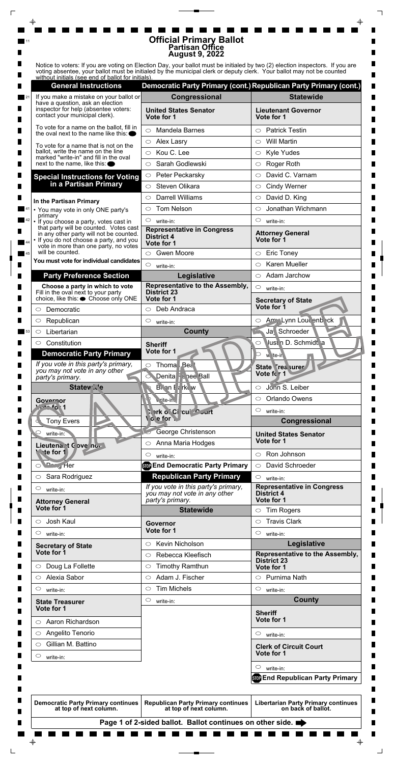# Official Primary Ballot
## Partisan Office
## August 9, 2022

Notice to voters: If you are voting on Election Day, your ballot must be initialed by two (2) election inspectors. If you are voting absentee, your ballot must be initialed by the municipal clerk or deputy clerk. Your ballot may not be counted without initials (see end of ballot for initials).

### General Instructions

If you make a mistake on your ballot or have a question, ask an election inspector for help (absentee voters: contact your municipal clerk).

To vote for a name on the ballot, fill in the oval next to the name like this: ●

To vote for a name that is not on the ballot, write the name on the line marked "write-in" and fill in the oval next to the name, like this: ●

### Special Instructions for Voting in a Partisan Primary

**In the Partisan Primary**

- You may vote in only ONE party's primary
- If you choose a party, votes cast in that party will be counted. Votes cast in any other party will not be counted.
- If you do not choose a party, and you vote in more than one party, no votes will be counted.

**You must vote for individual candidates**

### Party Preference Section

**Choose a party in which to vote**
Fill in the oval next to your party choice, like this: ● Choose only ONE

- ○ Democratic
- ○ Republican
- ○ Libertarian
- ○ Constitution

### Democratic Party Primary

*If you vote in this party's primary, you may not vote in any other party's primary.*

#### Statewide

**Governor**
**Vote for 1**
- ○ Tony Evers
- ○ write-in:

**Lieutenant Governor**
**Vote for 1**
- ○ Doug Her
- ○ Sara Rodriguez
- ○ write-in:

**Attorney General**
**Vote for 1**
- ○ Josh Kaul
- ○ write-in:

**Secretary of State**
**Vote for 1**
- ○ Doug La Follette
- ○ Alexia Sabor
- ○ write-in:

**State Treasurer**
**Vote for 1**
- ○ Aaron Richardson
- ○ Angelito Tenorio
- ○ Gillian M. Battino
- ○ write-in:

**Democratic Party Primary continues at top of next column.**

### Democratic Party Primary (cont.)

#### Congressional

**United States Senator**
**Vote for 1**
- ○ Mandela Barnes
- ○ Alex Lasry
- ○ Kou C. Lee
- ○ Sarah Godlewski
- ○ Peter Peckarsky
- ○ Steven Olikara
- ○ Darrell Williams
- ○ Tom Nelson
- ○ write-in:

**Representative in Congress District 4**
**Vote for 1**
- ○ Gwen Moore
- ○ write-in:

#### Legislative

**Representative to the Assembly, District 23**
**Vote for 1**
- ○ Deb Andraca
- ○ write-in:

#### County

**Sheriff**
**Vote for 1**
- ○ Thomas Beal
- ○ Denita Renee Ball
- ○ Brian Barkow
- ○ write-in:

**Clerk of Circuit Court**
**Vote for 1**
- ○ George Christenson
- ○ Anna Maria Hodges
- ○ write-in:

**STOP End Democratic Party Primary**

### Republican Party Primary

*If you vote in this party's primary, you may not vote in any other party's primary.*

#### Statewide

**Governor**
**Vote for 1**
- ○ Kevin Nicholson
- ○ Rebecca Kleefisch
- ○ Timothy Ramthun
- ○ Adam J. Fischer
- ○ Tim Michels
- ○ write-in:

**Republican Party Primary continues at top of next column.**

### Republican Party Primary (cont.)

#### Statewide

**Lieutenant Governor**
**Vote for 1**
- ○ Patrick Testin
- ○ Will Martin
- ○ Kyle Yudes
- ○ Roger Roth
- ○ David C. Varnam
- ○ Cindy Werner
- ○ David D. King
- ○ Jonathan Wichmann
- ○ write-in:

**Attorney General**
**Vote for 1**
- ○ Eric Toney
- ○ Karen Mueller
- ○ Adam Jarchow
- ○ write-in:

**Secretary of State**
**Vote for 1**
- ○ Amy Lynn Loudenbeck
- ○ Jay Schroeder
- ○ Justin D. Schmidtka
- ○ write-in:

**State Treasurer**
**Vote for 1**
- ○ John S. Leiber
- ○ Orlando Owens
- ○ write-in:

#### Congressional

**United States Senator**
**Vote for 1**
- ○ Ron Johnson
- ○ David Schroeder
- ○ write-in:

**Representative in Congress District 4**
**Vote for 1**
- ○ Tim Rogers
- ○ Travis Clark
- ○ write-in:

#### Legislative

**Representative to the Assembly, District 23**
**Vote for 1**
- ○ Purnima Nath
- ○ write-in:

#### County

**Sheriff**
**Vote for 1**
- ○ write-in:

**Clerk of Circuit Court**
**Vote for 1**
- ○ write-in:

**STOP End Republican Party Primary**

**Libertarian Party Primary continues on back of ballot.**

**Page 1 of 2-sided ballot. Ballot continues on other side. ➡**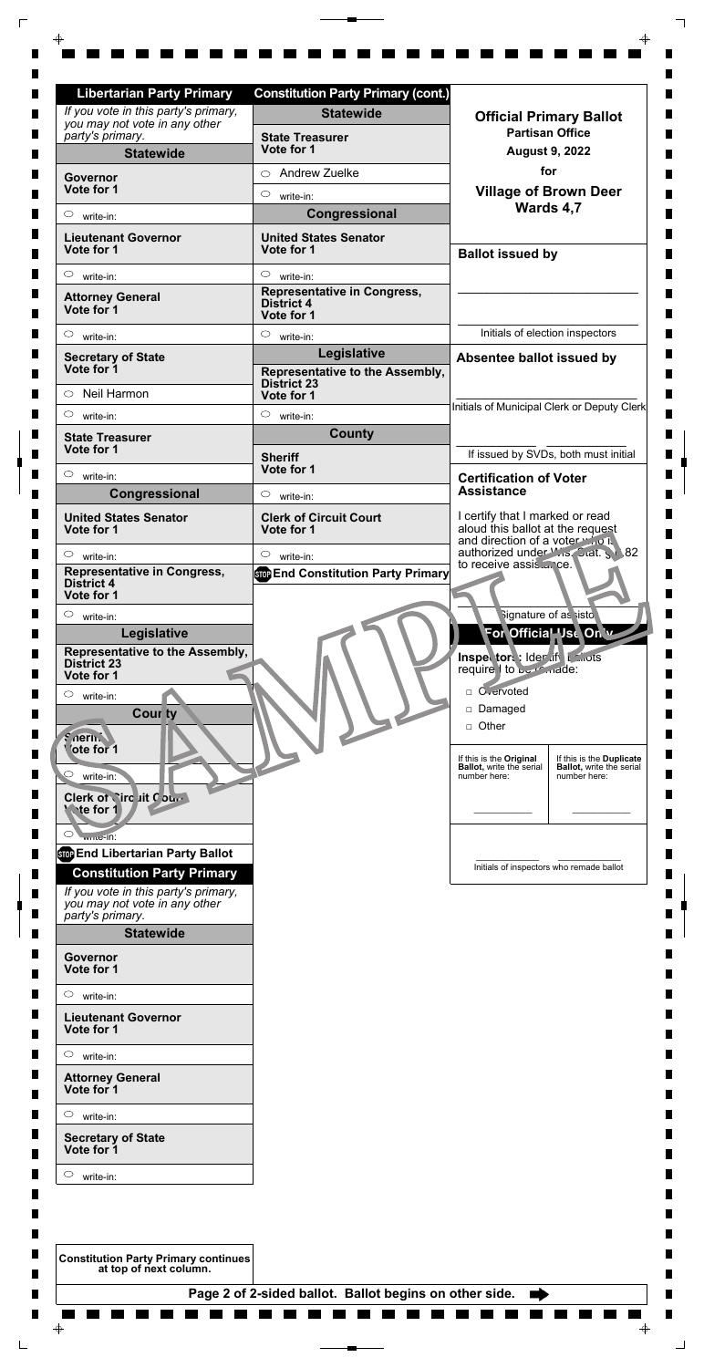## Libertarian Party Primary

*If you vote in this party's primary, you may not vote in any other party's primary.*

### Statewide

**Governor**
Vote for 1

- ○ write-in:

**Lieutenant Governor**
Vote for 1

- ○ write-in:

**Attorney General**
Vote for 1

- ○ write-in:

**Secretary of State**
Vote for 1

- ○ Neil Harmon
- ○ write-in:

**State Treasurer**
Vote for 1

- ○ write-in:

### Congressional

**United States Senator**
Vote for 1

- ○ write-in:

**Representative in Congress, District 4**
Vote for 1

- ○ write-in:

### Legislative

**Representative to the Assembly, District 23**
Vote for 1

- ○ write-in:

### County

**Sheriff**
Vote for 1

- ○ write-in:

**Clerk of Circuit Court**
Vote for 1

- ○ write-in:

**STOP End Libertarian Party Ballot**

## Constitution Party Primary

*If you vote in this party's primary, you may not vote in any other party's primary.*

### Statewide

**Governor**
Vote for 1

- ○ write-in:

**Lieutenant Governor**
Vote for 1

- ○ write-in:

**Attorney General**
Vote for 1

- ○ write-in:

**Secretary of State**
Vote for 1

- ○ write-in:

**Constitution Party Primary continues at top of next column.**

## Constitution Party Primary (cont.)

### Statewide

**State Treasurer**
Vote for 1

- ○ Andrew Zuelke
- ○ write-in:

### Congressional

**United States Senator**
Vote for 1

- ○ write-in:

**Representative in Congress, District 4**
Vote for 1

- ○ write-in:

### Legislative

**Representative to the Assembly, District 23**
Vote for 1

- ○ write-in:

### County

**Sheriff**
Vote for 1

- ○ write-in:

**Clerk of Circuit Court**
Vote for 1

- ○ write-in:

**STOP End Constitution Party Primary**

---

**Official Primary Ballot**
**Partisan Office**
**August 9, 2022**
**for**
**Village of Brown Deer**
**Wards 4,7**

**Ballot issued by**

\_\_\_\_\_\_\_\_\_\_\_\_\_\_\_\_\_\_\_\_

Initials of election inspectors

**Absentee ballot issued by**

Initials of Municipal Clerk or Deputy Clerk

If issued by SVDs, both must initial

**Certification of Voter Assistance**

I certify that I marked or read aloud this ballot at the request and direction of a voter who is authorized under Wis. Stat. § 6.82 to receive assistance.

Signature of assistor

**For Official Use Only**

**Inspectors:** Identify ballots required to be remade:

- □ Overvoted
- □ Damaged
- □ Other

| If this is the **Original Ballot**, write the serial number here: | If this is the **Duplicate Ballot**, write the serial number here: |
| --- | --- |
| \_\_\_\_\_\_\_\_ | \_\_\_\_\_\_\_\_ |

Initials of inspectors who remade ballot

SAMPLE

**Page 2 of 2-sided ballot. Ballot begins on other side.**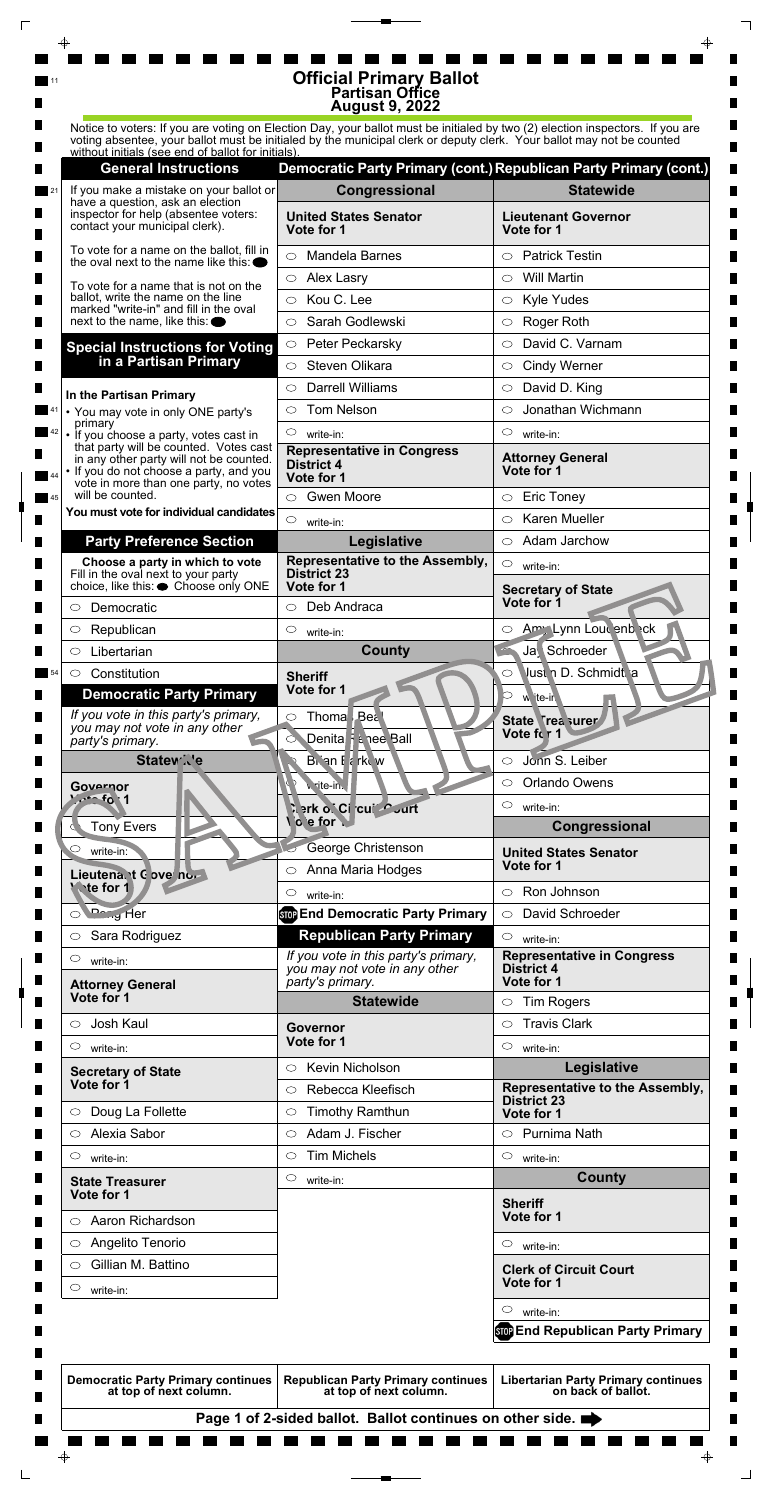# Official Primary Ballot
## Partisan Office
## August 9, 2022

Notice to voters: If you are voting on Election Day, your ballot must be initialed by two (2) election inspectors. If you are voting absentee, your ballot must be initialed by the municipal clerk or deputy clerk. Your ballot may not be counted without initials (see end of ballot for initials).

### General Instructions

If you make a mistake on your ballot or have a question, ask an election inspector for help (absentee voters: contact your municipal clerk).

To vote for a name on the ballot, fill in the oval next to the name like this: ●

To vote for a name that is not on the ballot, write the name on the line marked "write-in" and fill in the oval next to the name, like this: ●

### Special Instructions for Voting in a Partisan Primary

**In the Partisan Primary**

- You may vote in only ONE party's primary
- If you choose a party, votes cast in that party will be counted. Votes cast in any other party will not be counted.
- If you do not choose a party, and you vote in more than one party, no votes will be counted.

**You must vote for individual candidates**

### Party Preference Section

**Choose a party in which to vote**
Fill in the oval next to your party choice, like this: ● Choose only ONE

- ○ Democratic
- ○ Republican
- ○ Libertarian
- ○ Constitution

### Democratic Party Primary

*If you vote in this party's primary, you may not vote in any other party's primary.*

**Statewide**

**Governor**
Vote for 1
- ○ Tony Evers
- ○ write-in:

**Lieutenant Governor**
Vote for 1
- ○ Peng Her
- ○ Sara Rodriguez
- ○ write-in:

**Attorney General**
Vote for 1
- ○ Josh Kaul
- ○ write-in:

**Secretary of State**
Vote for 1
- ○ Doug La Follette
- ○ Alexia Sabor
- ○ write-in:

**State Treasurer**
Vote for 1
- ○ Aaron Richardson
- ○ Angelito Tenorio
- ○ Gillian M. Battino
- ○ write-in:

**Democratic Party Primary continues at top of next column.**

### Democratic Party Primary (cont.)

**Congressional**

**United States Senator**
Vote for 1
- ○ Mandela Barnes
- ○ Alex Lasry
- ○ Kou C. Lee
- ○ Sarah Godlewski
- ○ Peter Peckarsky
- ○ Steven Olikara
- ○ Darrell Williams
- ○ Tom Nelson
- ○ write-in:

**Representative in Congress District 4**
Vote for 1
- ○ Gwen Moore
- ○ write-in:

**Legislative**

**Representative to the Assembly, District 23**
Vote for 1
- ○ Deb Andraca
- ○ write-in:

**County**

**Sheriff**
Vote for 1
- ○ Thomas Bean
- ○ Denita Renee Ball
- ○ Brian Barkow
- ○ write-in:

**Clerk of Circuit Court**
Vote for 1
- ○ George Christenson
- ○ Anna Maria Hodges
- ○ write-in:

**STOP End Democratic Party Primary**

### Republican Party Primary

*If you vote in this party's primary, you may not vote in any other party's primary.*

**Statewide**

**Governor**
Vote for 1
- ○ Kevin Nicholson
- ○ Rebecca Kleefisch
- ○ Timothy Ramthun
- ○ Adam J. Fischer
- ○ Tim Michels
- ○ write-in:

**Republican Party Primary continues at top of next column.**

### Republican Party Primary (cont.)

**Statewide**

**Lieutenant Governor**
Vote for 1
- ○ Patrick Testin
- ○ Will Martin
- ○ Kyle Yudes
- ○ Roger Roth
- ○ David C. Varnam
- ○ Cindy Werner
- ○ David D. King
- ○ Jonathan Wichmann
- ○ write-in:

**Attorney General**
Vote for 1
- ○ Eric Toney
- ○ Karen Mueller
- ○ Adam Jarchow
- ○ write-in:

**Secretary of State**
Vote for 1
- ○ Amy Lynn Loudenbeck
- ○ Jay Schroeder
- ○ Justin D. Schmidtka
- ○ write-in:

**State Treasurer**
Vote for 1
- ○ John S. Leiber
- ○ Orlando Owens
- ○ write-in:

**Congressional**

**United States Senator**
Vote for 1
- ○ Ron Johnson
- ○ David Schroeder
- ○ write-in:

**Representative in Congress District 4**
Vote for 1
- ○ Tim Rogers
- ○ Travis Clark
- ○ write-in:

**Legislative**

**Representative to the Assembly, District 23**
Vote for 1
- ○ Purnima Nath
- ○ write-in:

**County**

**Sheriff**
Vote for 1
- ○ write-in:

**Clerk of Circuit Court**
Vote for 1
- ○ write-in:

**STOP End Republican Party Primary**

**Libertarian Party Primary continues on back of ballot.**

**Page 1 of 2-sided ballot. Ballot continues on other side.**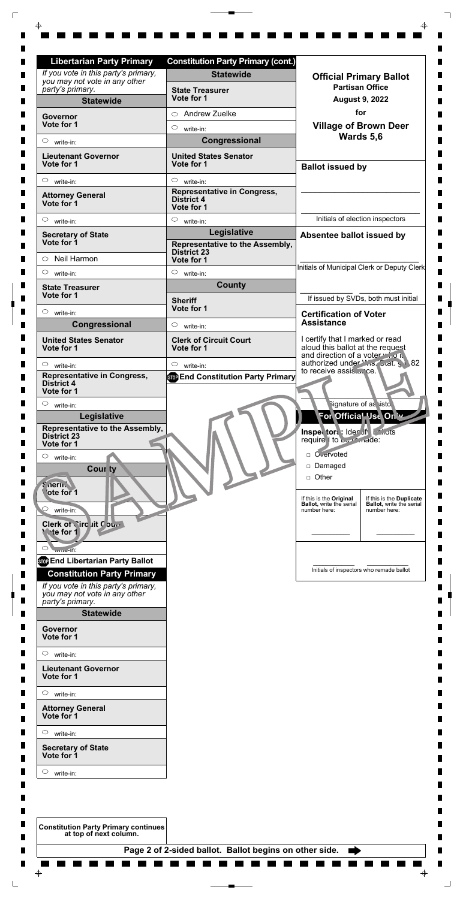## Libertarian Party Primary

*If you vote in this party's primary, you may not vote in any other party's primary.*

### Statewide

**Governor**
**Vote for 1**

○ write-in:

**Lieutenant Governor**
**Vote for 1**

○ write-in:

**Attorney General**
**Vote for 1**

○ write-in:

**Secretary of State**
**Vote for 1**

○ Neil Harmon

○ write-in:

**State Treasurer**
**Vote for 1**

○ write-in:

### Congressional

**United States Senator**
**Vote for 1**

○ write-in:

**Representative in Congress, District 4**
**Vote for 1**

○ write-in:

### Legislative

**Representative to the Assembly, District 23**
**Vote for 1**

○ write-in:

### County

**Sheriff**
**Vote for 1**

○ write-in:

**Clerk of Circuit Court**
**Vote for 1**

○ write-in:

**STOP End Libertarian Party Ballot**

## Constitution Party Primary

*If you vote in this party's primary, you may not vote in any other party's primary.*

### Statewide

**Governor**
**Vote for 1**

○ write-in:

**Lieutenant Governor**
**Vote for 1**

○ write-in:

**Attorney General**
**Vote for 1**

○ write-in:

**Secretary of State**
**Vote for 1**

○ write-in:

**Constitution Party Primary continues at top of next column.**

## Constitution Party Primary (cont.)

### Statewide

**State Treasurer**
**Vote for 1**

○ Andrew Zuelke

○ write-in:

### Congressional

**United States Senator**
**Vote for 1**

○ write-in:

**Representative in Congress, District 4**
**Vote for 1**

○ write-in:

### Legislative

**Representative to the Assembly, District 23**
**Vote for 1**

○ write-in:

### County

**Sheriff**
**Vote for 1**

○ write-in:

**Clerk of Circuit Court**
**Vote for 1**

○ write-in:

**STOP End Constitution Party Primary**

---

**Official Primary Ballot**
**Partisan Office**
**August 9, 2022**
**for**
**Village of Brown Deer**
**Wards 5,6**

**Ballot issued by**

_______________________

Initials of election inspectors

**Absentee ballot issued by**

_______________________

Initials of Municipal Clerk or Deputy Clerk

_______________________

If issued by SVDs, both must initial

**Certification of Voter Assistance**

I certify that I marked or read aloud this ballot at the request and direction of a voter who is authorized under Wis. Stat. § 6.82 to receive assistance.

_______________________

Signature of assistor

**For Official Use Only**

**Inspectors: Identify ballots required to be remade:**

□ Overvoted
□ Damaged
□ Other

If this is the **Original Ballot**, write the serial number here: __________

If this is the **Duplicate Ballot**, write the serial number here: __________

_______________________

Initials of inspectors who remade ballot

SAMPLE

**Page 2 of 2-sided ballot. Ballot begins on other side.**